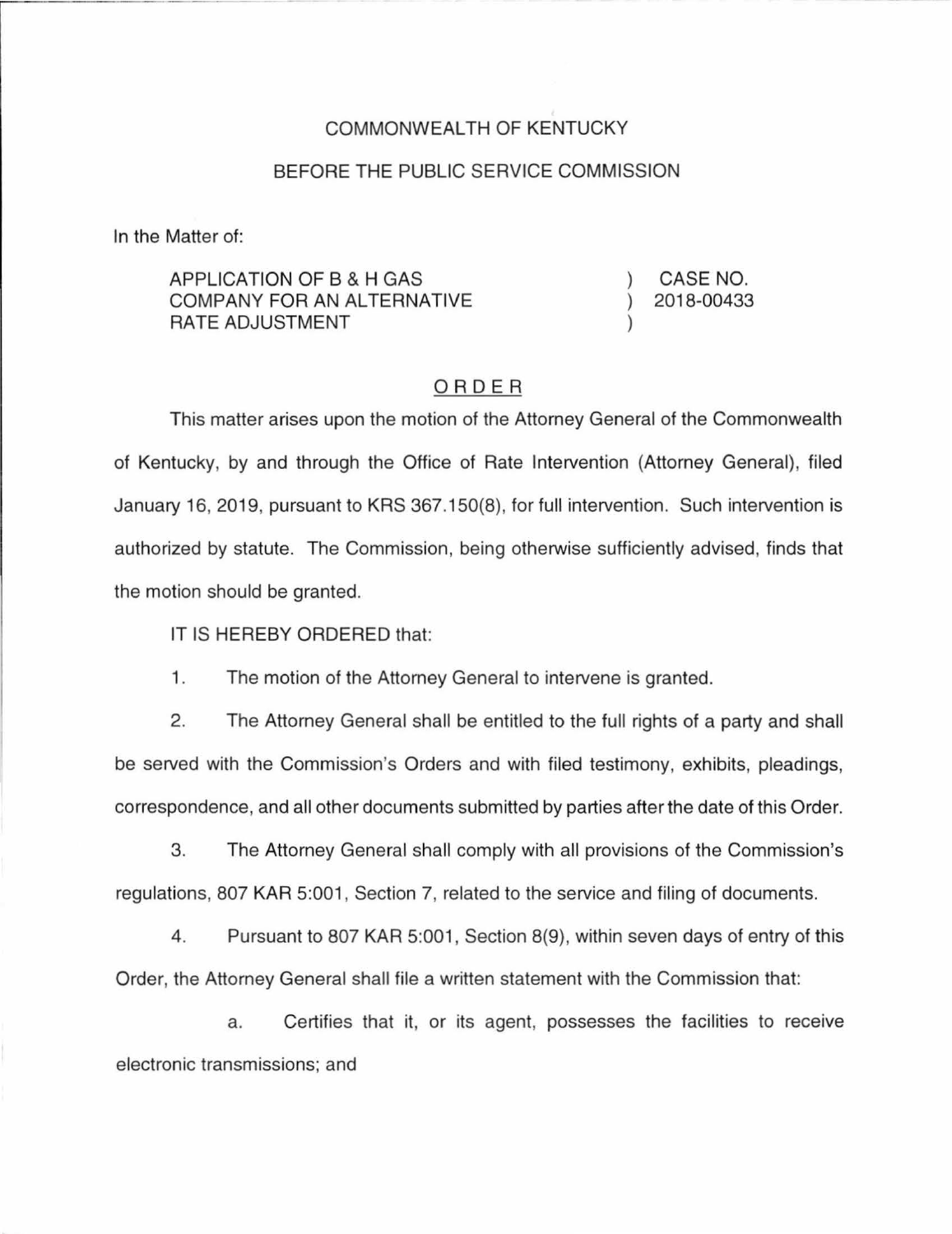COMMONWEALTH OF KENTUCKY

BEFORE THE PUBLIC SERVICE COMMISSION

In the Matter of:

| | | |
|---|---|---|
| APPLICATION OF B & H GAS COMPANY FOR AN ALTERNATIVE RATE ADJUSTMENT | ) ) ) | CASE NO. 2018-00433 |

ORDER

This matter arises upon the motion of the Attorney General of the Commonwealth of Kentucky, by and through the Office of Rate Intervention (Attorney General), filed January 16, 2019, pursuant to KRS 367.150(8), for full intervention. Such intervention is authorized by statute. The Commission, being otherwise sufficiently advised, finds that the motion should be granted.

IT IS HEREBY ORDERED that:

1. The motion of the Attorney General to intervene is granted.

2. The Attorney General shall be entitled to the full rights of a party and shall be served with the Commission's Orders and with filed testimony, exhibits, pleadings, correspondence, and all other documents submitted by parties after the date of this Order.

3. The Attorney General shall comply with all provisions of the Commission's regulations, 807 KAR 5:001, Section 7, related to the service and filing of documents.

4. Pursuant to 807 KAR 5:001, Section 8(9), within seven days of entry of this Order, the Attorney General shall file a written statement with the Commission that:

   a. Certifies that it, or its agent, possesses the facilities to receive electronic transmissions; and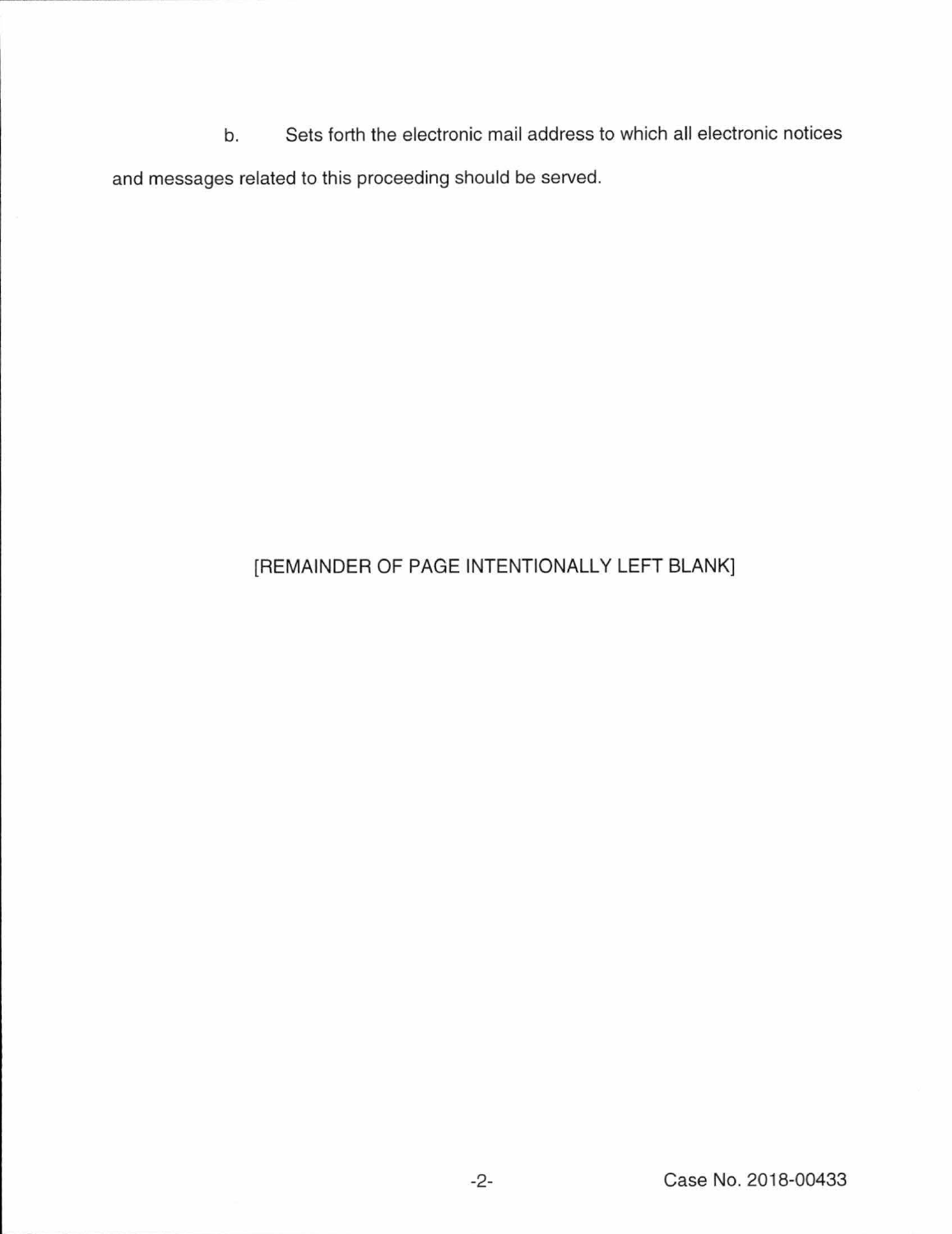b. Sets forth the electronic mail address to which all electronic notices and messages related to this proceeding should be served.

[REMAINDER OF PAGE INTENTIONALLY LEFT BLANK]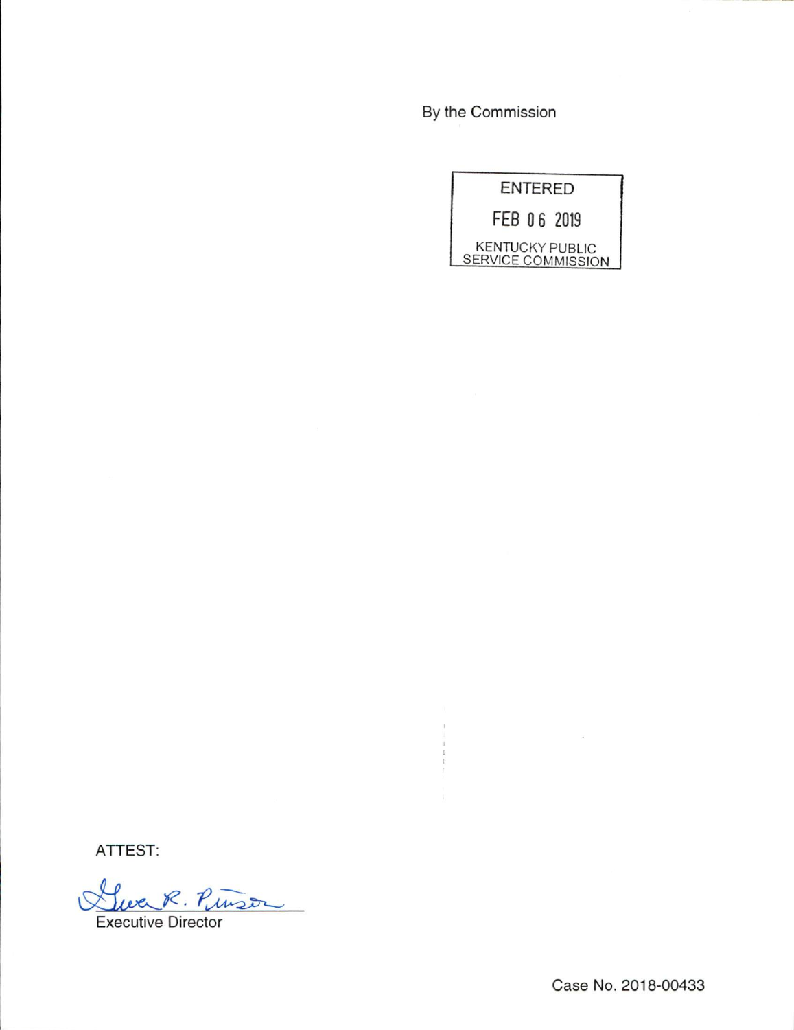By the Commission

ENTERED

FEB 06 2019

KENTUCKY PUBLIC SERVICE COMMISSION

ATTEST:

Gwen R. Pinson

Executive Director

Case No. 2018-00433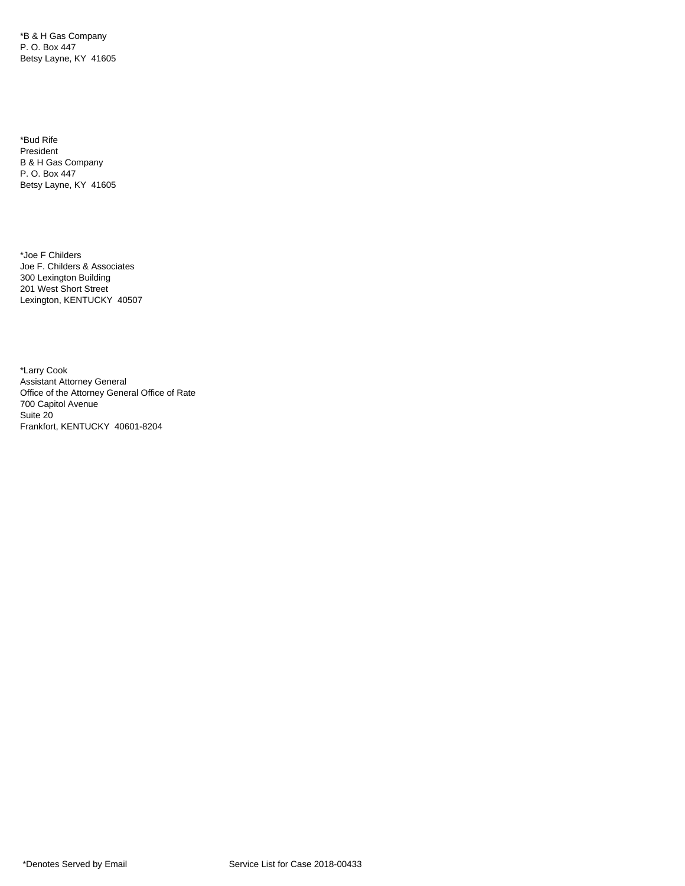*B & H Gas Company
P. O. Box 447
Betsy Layne, KY  41605

*Bud Rife
President
B & H Gas Company
P. O. Box 447
Betsy Layne, KY  41605

*Joe F Childers
Joe F. Childers & Associates
300 Lexington Building
201 West Short Street
Lexington, KENTUCKY  40507

*Larry Cook
Assistant Attorney General
Office of the Attorney General Office of Rate
700 Capitol Avenue
Suite 20
Frankfort, KENTUCKY  40601-8204

*Denotes Served by Email

Service List for Case 2018-00433